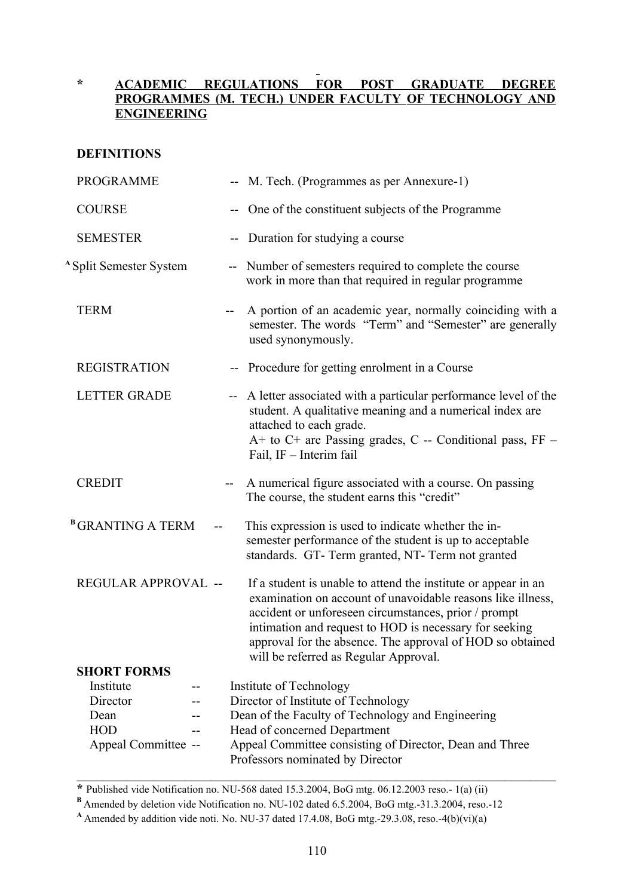# * ACADEMIC REGULATIONS FOR POST GRADUATE DEGREE PROGRAMMES (M. TECH.) UNDER FACULTY OF TECHNOLOGY AND ENGINEERING

## DEFINITIONS

**PROGRAMME** -- M. Tech. (Programmes as per Annexure-1)

**COURSE** -- One of the constituent subjects of the Programme

**SEMESTER** -- Duration for studying a course

[A] **Split Semester System** -- Number of semesters required to complete the course work in more than that required in regular programme

**TERM** -- A portion of an academic year, normally coinciding with a semester. The words "Term" and "Semester" are generally used synonymously.

**REGISTRATION** -- Procedure for getting enrolment in a Course

**LETTER GRADE** -- A letter associated with a particular performance level of the student. A qualitative meaning and a numerical index are attached to each grade.
A+ to C+ are Passing grades, C -- Conditional pass, FF – Fail, IF – Interim fail

**CREDIT** -- A numerical figure associated with a course. On passing The course, the student earns this "credit"

[B] **GRANTING A TERM** -- This expression is used to indicate whether the in-semester performance of the student is up to acceptable standards. GT- Term granted, NT- Term not granted

**REGULAR APPROVAL** -- If a student is unable to attend the institute or appear in an examination on account of unavoidable reasons like illness, accident or unforeseen circumstances, prior / prompt intimation and request to HOD is necessary for seeking approval for the absence. The approval of HOD so obtained will be referred as Regular Approval.

## SHORT FORMS

| | | |
|---|---|---|
| Institute | -- | Institute of Technology |
| Director | -- | Director of Institute of Technology |
| Dean | -- | Dean of the Faculty of Technology and Engineering |
| HOD | -- | Head of concerned Department |
| Appeal Committee | -- | Appeal Committee consisting of Director, Dean and Three Professors nominated by Director |

---

* Published vide Notification no. NU-568 dated 15.3.2004, BoG mtg. 06.12.2003 reso.- 1(a) (ii)

[B] Amended by deletion vide Notification no. NU-102 dated 6.5.2004, BoG mtg.-31.3.2004, reso.-12

[A] Amended by addition vide noti. No. NU-37 dated 17.4.08, BoG mtg.-29.3.08, reso.-4(b)(vi)(a)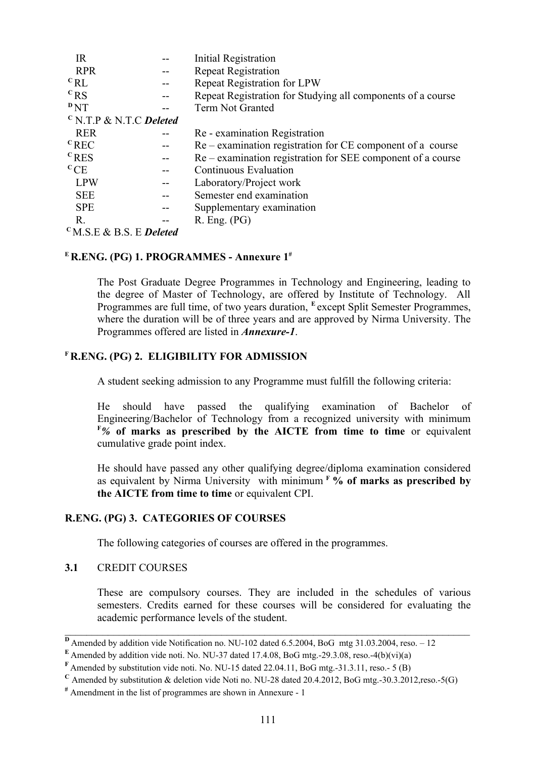| | | |
|---|---|---|
| IR | -- | Initial Registration |
| RPR | -- | Repeat Registration |
| [C] RL | -- | Repeat Registration for LPW |
| [C] RS | -- | Repeat Registration for Studying all components of a course |
| [D] NT | -- | Term Not Granted |
| [C] N.T.P & N.T.C ***Deleted*** | | |
| RER | -- | Re - examination Registration |
| [C] REC | -- | Re – examination registration for CE component of a course |
| [C] RES | -- | Re – examination registration for SEE component of a course |
| [C] CE | -- | Continuous Evaluation |
| LPW | -- | Laboratory/Project work |
| SEE | -- | Semester end examination |
| SPE | -- | Supplementary examination |
| R. | -- | R. Eng. (PG) |
| [C] M.S.E & B.S. E ***Deleted*** | | |

### [E] R.ENG. (PG) 1. PROGRAMMES - Annexure 1[#]

The Post Graduate Degree Programmes in Technology and Engineering, leading to the degree of Master of Technology, are offered by Institute of Technology. All Programmes are full time, of two years duration, [E] except Split Semester Programmes, where the duration will be of three years and are approved by Nirma University. The Programmes offered are listed in ***Annexure-1***.

### [F] R.ENG. (PG) 2. ELIGIBILITY FOR ADMISSION

A student seeking admission to any Programme must fulfill the following criteria:

He should have passed the qualifying examination of Bachelor of Engineering/Bachelor of Technology from a recognized university with minimum [F]***% of marks as prescribed by the AICTE from time to time*** or equivalent cumulative grade point index.

He should have passed any other qualifying degree/diploma examination considered as equivalent by Nirma University with minimum [F] **% of marks as prescribed by the AICTE from time to time** or equivalent CPI.

### R.ENG. (PG) 3. CATEGORIES OF COURSES

The following categories of courses are offered in the programmes.

**3.1** CREDIT COURSES

These are compulsory courses. They are included in the schedules of various semesters. Credits earned for these courses will be considered for evaluating the academic performance levels of the student.

---

[D] Amended by addition vide Notification no. NU-102 dated 6.5.2004, BoG mtg 31.03.2004, reso. – 12

[E] Amended by addition vide noti. No. NU-37 dated 17.4.08, BoG mtg.-29.3.08, reso.-4(b)(vi)(a)

[F] Amended by substitution vide noti. No. NU-15 dated 22.04.11, BoG mtg.-31.3.11, reso.- 5 (B)

[C] Amended by substitution & deletion vide Noti no. NU-28 dated 20.4.2012, BoG mtg.-30.3.2012,reso.-5(G)

[#] Amendment in the list of programmes are shown in Annexure - 1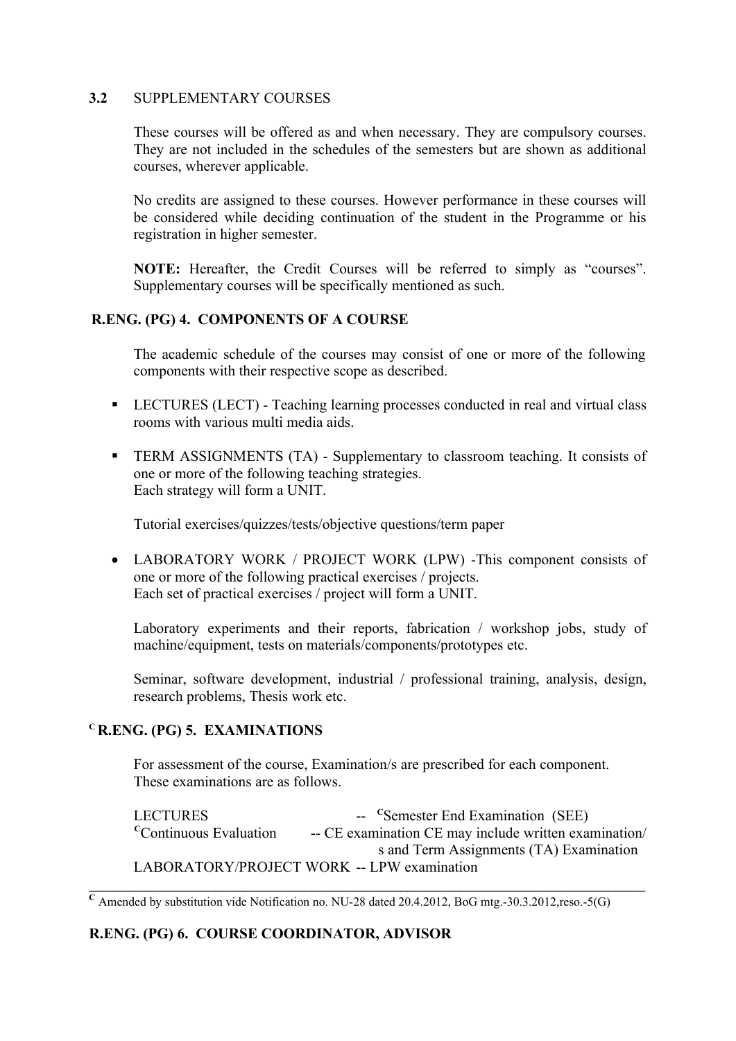**3.2** SUPPLEMENTARY COURSES

These courses will be offered as and when necessary. They are compulsory courses. They are not included in the schedules of the semesters but are shown as additional courses, wherever applicable.

No credits are assigned to these courses. However performance in these courses will be considered while deciding continuation of the student in the Programme or his registration in higher semester.

**NOTE:** Hereafter, the Credit Courses will be referred to simply as "courses". Supplementary courses will be specifically mentioned as such.

## R.ENG. (PG) 4. COMPONENTS OF A COURSE

The academic schedule of the courses may consist of one or more of the following components with their respective scope as described.

- LECTURES (LECT) - Teaching learning processes conducted in real and virtual class rooms with various multi media aids.

- TERM ASSIGNMENTS (TA) - Supplementary to classroom teaching. It consists of one or more of the following teaching strategies.
  Each strategy will form a UNIT.

  Tutorial exercises/quizzes/tests/objective questions/term paper

- LABORATORY WORK / PROJECT WORK (LPW) -This component consists of one or more of the following practical exercises / projects.
  Each set of practical exercises / project will form a UNIT.

  Laboratory experiments and their reports, fabrication / workshop jobs, study of machine/equipment, tests on materials/components/prototypes etc.

  Seminar, software development, industrial / professional training, analysis, design, research problems, Thesis work etc.

## [C] R.ENG. (PG) 5. EXAMINATIONS

For assessment of the course, Examination/s are prescribed for each component. These examinations are as follows.

LECTURES -- [c]Semester End Examination (SEE)
[c]Continuous Evaluation -- CE examination CE may include written examination/s and Term Assignments (TA) Examination
LABORATORY/PROJECT WORK -- LPW examination

---

[C] Amended by substitution vide Notification no. NU-28 dated 20.4.2012, BoG mtg.-30.3.2012,reso.-5(G)

## R.ENG. (PG) 6. COURSE COORDINATOR, ADVISOR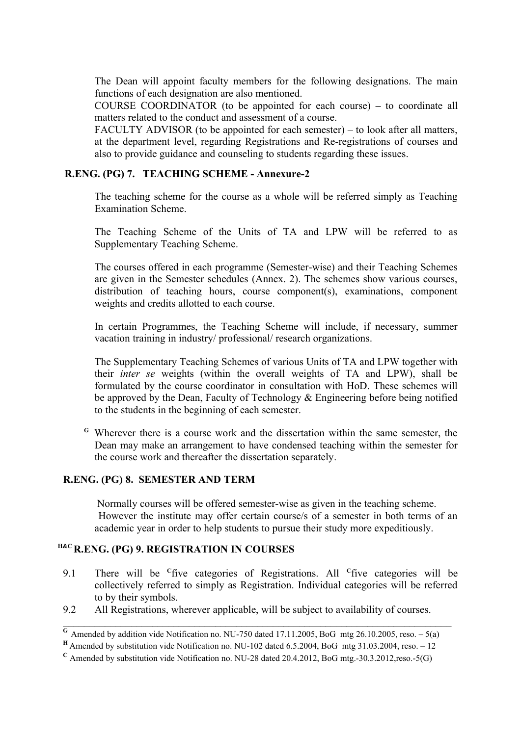The Dean will appoint faculty members for the following designations. The main functions of each designation are also mentioned.

COURSE COORDINATOR (to be appointed for each course) – to coordinate all matters related to the conduct and assessment of a course.

FACULTY ADVISOR (to be appointed for each semester) – to look after all matters, at the department level, regarding Registrations and Re-registrations of courses and also to provide guidance and counseling to students regarding these issues.

## R.ENG. (PG) 7. TEACHING SCHEME - Annexure-2

The teaching scheme for the course as a whole will be referred simply as Teaching Examination Scheme.

The Teaching Scheme of the Units of TA and LPW will be referred to as Supplementary Teaching Scheme.

The courses offered in each programme (Semester-wise) and their Teaching Schemes are given in the Semester schedules (Annex. 2). The schemes show various courses, distribution of teaching hours, course component(s), examinations, component weights and credits allotted to each course.

In certain Programmes, the Teaching Scheme will include, if necessary, summer vacation training in industry/ professional/ research organizations.

The Supplementary Teaching Schemes of various Units of TA and LPW together with their *inter se* weights (within the overall weights of TA and LPW), shall be formulated by the course coordinator in consultation with HoD. These schemes will be approved by the Dean, Faculty of Technology & Engineering before being notified to the students in the beginning of each semester.

[G] Wherever there is a course work and the dissertation within the same semester, the Dean may make an arrangement to have condensed teaching within the semester for the course work and thereafter the dissertation separately.

## R.ENG. (PG) 8. SEMESTER AND TERM

Normally courses will be offered semester-wise as given in the teaching scheme. However the institute may offer certain course/s of a semester in both terms of an academic year in order to help students to pursue their study more expeditiously.

## [H&C] R.ENG. (PG) 9. REGISTRATION IN COURSES

9.1 There will be [C]five categories of Registrations. All [C]five categories will be collectively referred to simply as Registration. Individual categories will be referred to by their symbols.

9.2 All Registrations, wherever applicable, will be subject to availability of courses.

---

[G] Amended by addition vide Notification no. NU-750 dated 17.11.2005, BoG mtg 26.10.2005, reso. – 5(a)

[H] Amended by substitution vide Notification no. NU-102 dated 6.5.2004, BoG mtg 31.03.2004, reso. – 12

[C] Amended by substitution vide Notification no. NU-28 dated 20.4.2012, BoG mtg.-30.3.2012,reso.-5(G)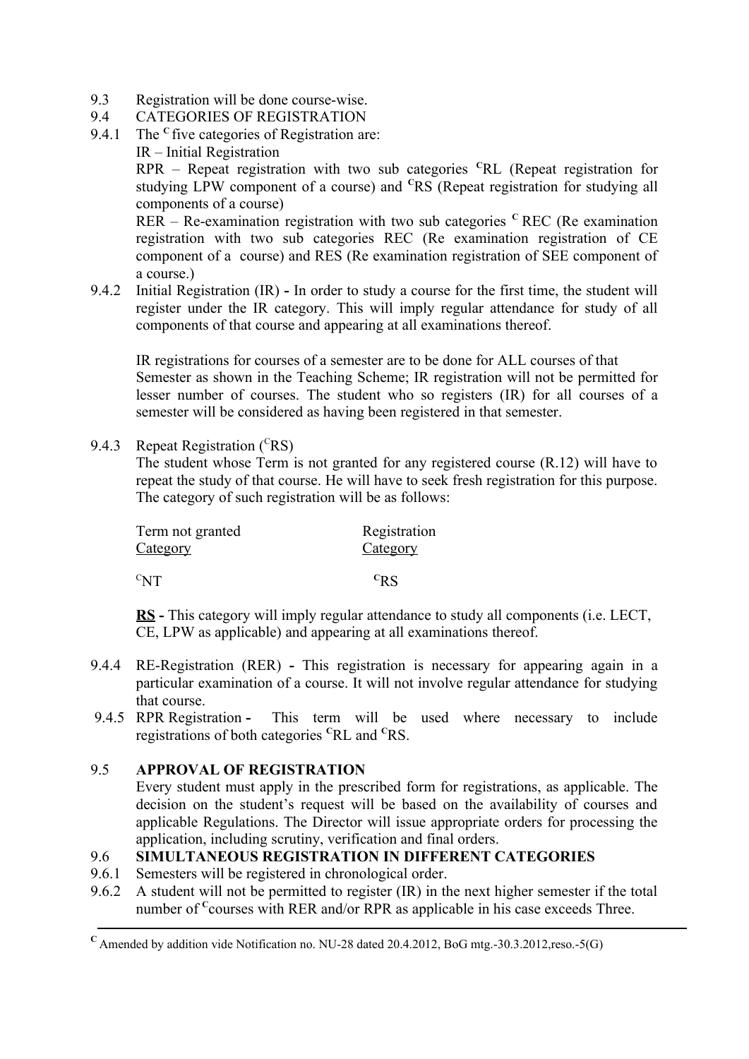9.3 Registration will be done course-wise.

9.4 CATEGORIES OF REGISTRATION

9.4.1 The [C] five categories of Registration are:

IR – Initial Registration

RPR – Repeat registration with two sub categories [C]RL (Repeat registration for studying LPW component of a course) and [C]RS (Repeat registration for studying all components of a course)

RER – Re-examination registration with two sub categories [C] REC (Re examination registration with two sub categories REC (Re examination registration of CE component of a course) and RES (Re examination registration of SEE component of a course.)

9.4.2 Initial Registration (IR) **-** In order to study a course for the first time, the student will register under the IR category. This will imply regular attendance for study of all components of that course and appearing at all examinations thereof.

IR registrations for courses of a semester are to be done for ALL courses of that Semester as shown in the Teaching Scheme; IR registration will not be permitted for lesser number of courses. The student who so registers (IR) for all courses of a semester will be considered as having been registered in that semester.

9.4.3 Repeat Registration ([C]RS)

The student whose Term is not granted for any registered course (R.12) will have to repeat the study of that course. He will have to seek fresh registration for this purpose. The category of such registration will be as follows:

| Term not granted <u>Category</u> | Registration <u>Category</u> |
|---|---|
| [C]NT | [C]RS |

<u>**RS**</u> **-** This category will imply regular attendance to study all components (i.e. LECT, CE, LPW as applicable) and appearing at all examinations thereof.

9.4.4 RE-Registration (RER) **-** This registration is necessary for appearing again in a particular examination of a course. It will not involve regular attendance for studying that course.

9.4.5 RPR Registration **-** This term will be used where necessary to include registrations of both categories [C]RL and [C]RS.

9.5 **APPROVAL OF REGISTRATION**

Every student must apply in the prescribed form for registrations, as applicable. The decision on the student's request will be based on the availability of courses and applicable Regulations. The Director will issue appropriate orders for processing the application, including scrutiny, verification and final orders.

9.6 **SIMULTANEOUS REGISTRATION IN DIFFERENT CATEGORIES**

9.6.1 Semesters will be registered in chronological order.

9.6.2 A student will not be permitted to register (IR) in the next higher semester if the total number of [C]courses with RER and/or RPR as applicable in his case exceeds Three.

---

[C] Amended by addition vide Notification no. NU-28 dated 20.4.2012, BoG mtg.-30.3.2012,reso.-5(G)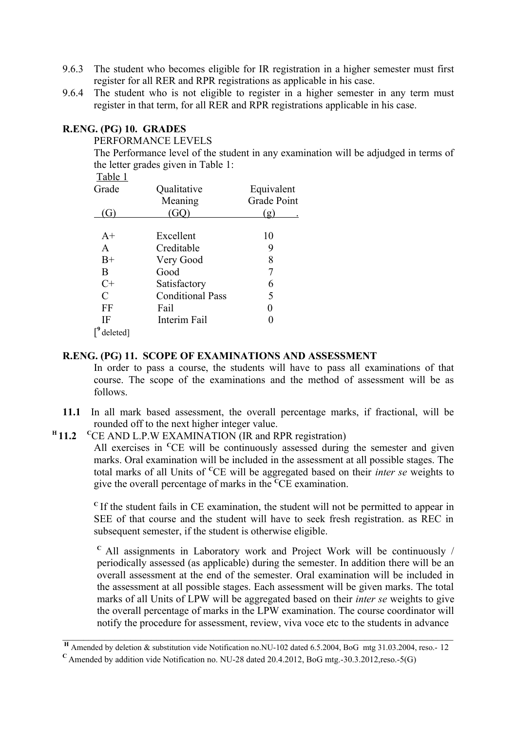9.6.3 The student who becomes eligible for IR registration in a higher semester must first register for all RER and RPR registrations as applicable in his case.

9.6.4 The student who is not eligible to register in a higher semester in any term must register in that term, for all RER and RPR registrations applicable in his case.

## R.ENG. (PG) 10. GRADES

PERFORMANCE LEVELS

The Performance level of the student in any examination will be adjudged in terms of the letter grades given in Table 1:

Table 1

| Grade (G) | Qualitative Meaning (GQ) | Equivalent Grade Point (g) |
|---|---|---|
| A+ | Excellent | 10 |
| A | Creditable | 9 |
| B+ | Very Good | 8 |
| B | Good | 7 |
| C+ | Satisfactory | 6 |
| C | Conditional Pass | 5 |
| FF | Fail | 0 |
| IF | Interim Fail | 0 |

[[9] deleted]

## R.ENG. (PG) 11. SCOPE OF EXAMINATIONS AND ASSESSMENT

In order to pass a course, the students will have to pass all examinations of that course. The scope of the examinations and the method of assessment will be as follows.

**11.1** In all mark based assessment, the overall percentage marks, if fractional, will be rounded off to the next higher integer value.

[H] **11.2** [C]CE AND L.P.W EXAMINATION (IR and RPR registration)

All exercises in [C]CE will be continuously assessed during the semester and given marks. Oral examination will be included in the assessment at all possible stages. The total marks of all Units of [C]CE will be aggregated based on their *inter se* weights to give the overall percentage of marks in the [C]CE examination.

[C] If the student fails in CE examination, the student will not be permitted to appear in SEE of that course and the student will have to seek fresh registration. as REC in subsequent semester, if the student is otherwise eligible.

[C] All assignments in Laboratory work and Project Work will be continuously / periodically assessed (as applicable) during the semester. In addition there will be an overall assessment at the end of the semester. Oral examination will be included in the assessment at all possible stages. Each assessment will be given marks. The total marks of all Units of LPW will be aggregated based on their *inter se* weights to give the overall percentage of marks in the LPW examination. The course coordinator will notify the procedure for assessment, review, viva voce etc to the students in advance

---

[H] Amended by deletion & substitution vide Notification no.NU-102 dated 6.5.2004, BoG mtg 31.03.2004, reso.- 12

[C] Amended by addition vide Notification no. NU-28 dated 20.4.2012, BoG mtg.-30.3.2012,reso.-5(G)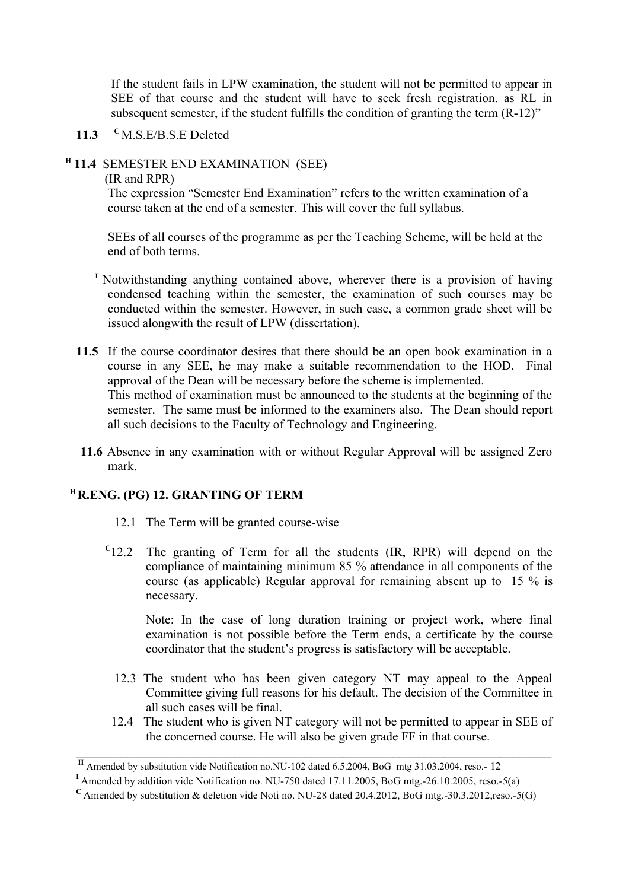If the student fails in LPW examination, the student will not be permitted to appear in SEE of that course and the student will have to seek fresh registration. as RL in subsequent semester, if the student fulfills the condition of granting the term (R-12)"

**11.3** [C] M.S.E/B.S.E Deleted

[H] **11.4** SEMESTER END EXAMINATION (SEE)

(IR and RPR)

The expression "Semester End Examination" refers to the written examination of a course taken at the end of a semester. This will cover the full syllabus.

SEEs of all courses of the programme as per the Teaching Scheme, will be held at the end of both terms.

[I] Notwithstanding anything contained above, wherever there is a provision of having condensed teaching within the semester, the examination of such courses may be conducted within the semester. However, in such case, a common grade sheet will be issued alongwith the result of LPW (dissertation).

**11.5** If the course coordinator desires that there should be an open book examination in a course in any SEE, he may make a suitable recommendation to the HOD. Final approval of the Dean will be necessary before the scheme is implemented. This method of examination must be announced to the students at the beginning of the semester. The same must be informed to the examiners also. The Dean should report all such decisions to the Faculty of Technology and Engineering.

**11.6** Absence in any examination with or without Regular Approval will be assigned Zero mark.

## [H] R.ENG. (PG) 12. GRANTING OF TERM

12.1 The Term will be granted course-wise

[C] 12.2 The granting of Term for all the students (IR, RPR) will depend on the compliance of maintaining minimum 85 % attendance in all components of the course (as applicable) Regular approval for remaining absent up to 15 % is necessary.

Note: In the case of long duration training or project work, where final examination is not possible before the Term ends, a certificate by the course coordinator that the student's progress is satisfactory will be acceptable.

12.3 The student who has been given category NT may appeal to the Appeal Committee giving full reasons for his default. The decision of the Committee in all such cases will be final.

12.4 The student who is given NT category will not be permitted to appear in SEE of the concerned course. He will also be given grade FF in that course.

---

[H] Amended by substitution vide Notification no.NU-102 dated 6.5.2004, BoG mtg 31.03.2004, reso.- 12

[I] Amended by addition vide Notification no. NU-750 dated 17.11.2005, BoG mtg.-26.10.2005, reso.-5(a)

[C] Amended by substitution & deletion vide Noti no. NU-28 dated 20.4.2012, BoG mtg.-30.3.2012,reso.-5(G)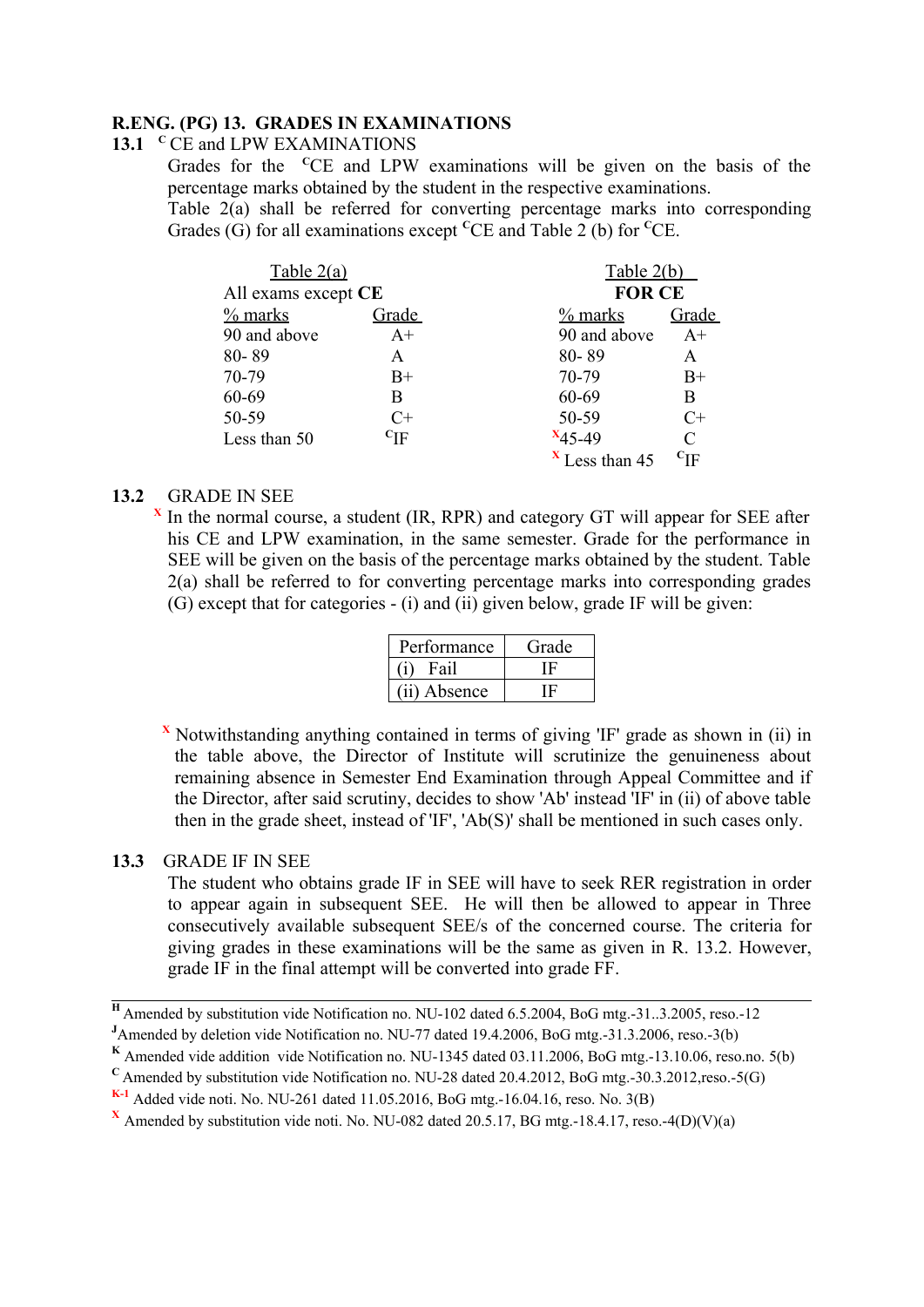## R.ENG. (PG) 13. GRADES IN EXAMINATIONS

### 13.1 [C] CE and LPW EXAMINATIONS

Grades for the [C]CE and LPW examinations will be given on the basis of the percentage marks obtained by the student in the respective examinations.

Table 2(a) shall be referred for converting percentage marks into corresponding Grades (G) for all examinations except [C]CE and Table 2 (b) for [C]CE.

Table 2(a)
All exams except **CE**

| % marks | Grade |
|---|---|
| 90 and above | A+ |
| 80- 89 | A |
| 70-79 | B+ |
| 60-69 | B |
| 50-59 | C+ |
| Less than 50 | [C]IF |

Table 2(b)
**FOR CE**

| % marks | Grade |
|---|---|
| 90 and above | A+ |
| 80- 89 | A |
| 70-79 | B+ |
| 60-69 | B |
| 50-59 | C+ |
| [X]45-49 | C |
| [X] Less than 45 | [C]IF |

### 13.2 GRADE IN SEE

[X] In the normal course, a student (IR, RPR) and category GT will appear for SEE after his CE and LPW examination, in the same semester. Grade for the performance in SEE will be given on the basis of the percentage marks obtained by the student. Table 2(a) shall be referred to for converting percentage marks into corresponding grades (G) except that for categories - (i) and (ii) given below, grade IF will be given:

| Performance | Grade |
|---|---|
| (i) Fail | IF |
| (ii) Absence | IF |

[X] Notwithstanding anything contained in terms of giving 'IF' grade as shown in (ii) in the table above, the Director of Institute will scrutinize the genuineness about remaining absence in Semester End Examination through Appeal Committee and if the Director, after said scrutiny, decides to show 'Ab' instead 'IF' in (ii) of above table then in the grade sheet, instead of 'IF', 'Ab(S)' shall be mentioned in such cases only.

### 13.3 GRADE IF IN SEE

The student who obtains grade IF in SEE will have to seek RER registration in order to appear again in subsequent SEE. He will then be allowed to appear in Three consecutively available subsequent SEE/s of the concerned course. The criteria for giving grades in these examinations will be the same as given in R. 13.2. However, grade IF in the final attempt will be converted into grade FF.

---

[H] Amended by substitution vide Notification no. NU-102 dated 6.5.2004, BoG mtg.-31..3.2005, reso.-12
[J] Amended by deletion vide Notification no. NU-77 dated 19.4.2006, BoG mtg.-31.3.2006, reso.-3(b)
[K] Amended vide addition vide Notification no. NU-1345 dated 03.11.2006, BoG mtg.-13.10.06, reso.no. 5(b)
[C] Amended by substitution vide Notification no. NU-28 dated 20.4.2012, BoG mtg.-30.3.2012,reso.-5(G)
[K-1] Added vide noti. No. NU-261 dated 11.05.2016, BoG mtg.-16.04.16, reso. No. 3(B)
[X] Amended by substitution vide noti. No. NU-082 dated 20.5.17, BG mtg.-18.4.17, reso.-4(D)(V)(a)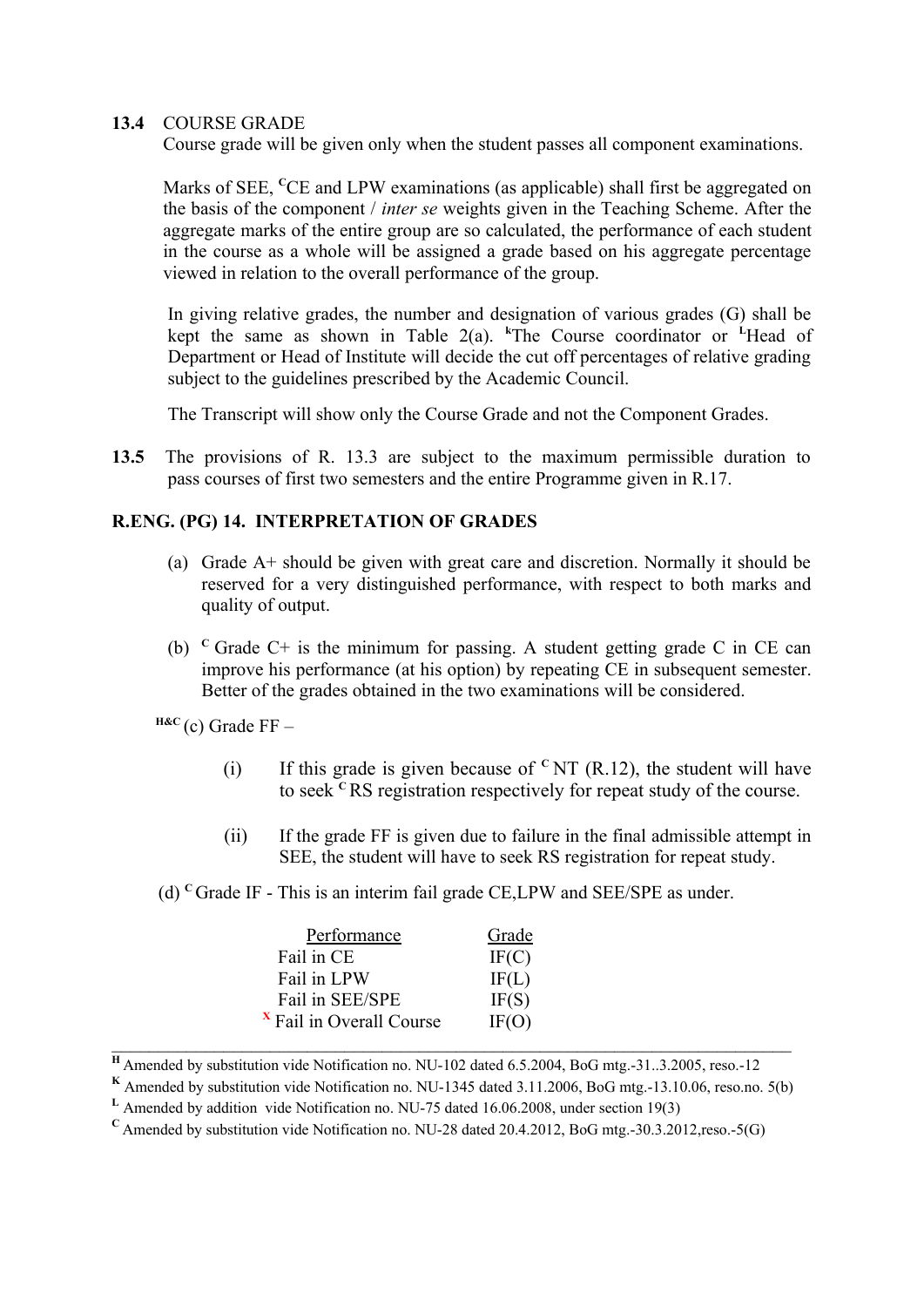**13.4** COURSE GRADE

Course grade will be given only when the student passes all component examinations.

Marks of SEE, [C]CE and LPW examinations (as applicable) shall first be aggregated on the basis of the component / *inter se* weights given in the Teaching Scheme. After the aggregate marks of the entire group are so calculated, the performance of each student in the course as a whole will be assigned a grade based on his aggregate percentage viewed in relation to the overall performance of the group.

In giving relative grades, the number and designation of various grades (G) shall be kept the same as shown in Table 2(a). [k]The Course coordinator or [L]Head of Department or Head of Institute will decide the cut off percentages of relative grading subject to the guidelines prescribed by the Academic Council.

The Transcript will show only the Course Grade and not the Component Grades.

**13.5** The provisions of R. 13.3 are subject to the maximum permissible duration to pass courses of first two semesters and the entire Programme given in R.17.

## R.ENG. (PG) 14. INTERPRETATION OF GRADES

(a) Grade A+ should be given with great care and discretion. Normally it should be reserved for a very distinguished performance, with respect to both marks and quality of output.

(b) [C] Grade C+ is the minimum for passing. A student getting grade C in CE can improve his performance (at his option) by repeating CE in subsequent semester. Better of the grades obtained in the two examinations will be considered.

[H&C] (c) Grade FF –

(i) If this grade is given because of [C] NT (R.12), the student will have to seek [C] RS registration respectively for repeat study of the course.

(ii) If the grade FF is given due to failure in the final admissible attempt in SEE, the student will have to seek RS registration for repeat study.

(d) [C] Grade IF - This is an interim fail grade CE,LPW and SEE/SPE as under.

| Performance | Grade |
|---|---|
| Fail in CE | IF(C) |
| Fail in LPW | IF(L) |
| Fail in SEE/SPE | IF(S) |
| [X] Fail in Overall Course | IF(O) |

---

[H] Amended by substitution vide Notification no. NU-102 dated 6.5.2004, BoG mtg.-31..3.2005, reso.-12

[K] Amended by substitution vide Notification no. NU-1345 dated 3.11.2006, BoG mtg.-13.10.06, reso.no. 5(b)

[L] Amended by addition vide Notification no. NU-75 dated 16.06.2008, under section 19(3)

[C] Amended by substitution vide Notification no. NU-28 dated 20.4.2012, BoG mtg.-30.3.2012,reso.-5(G)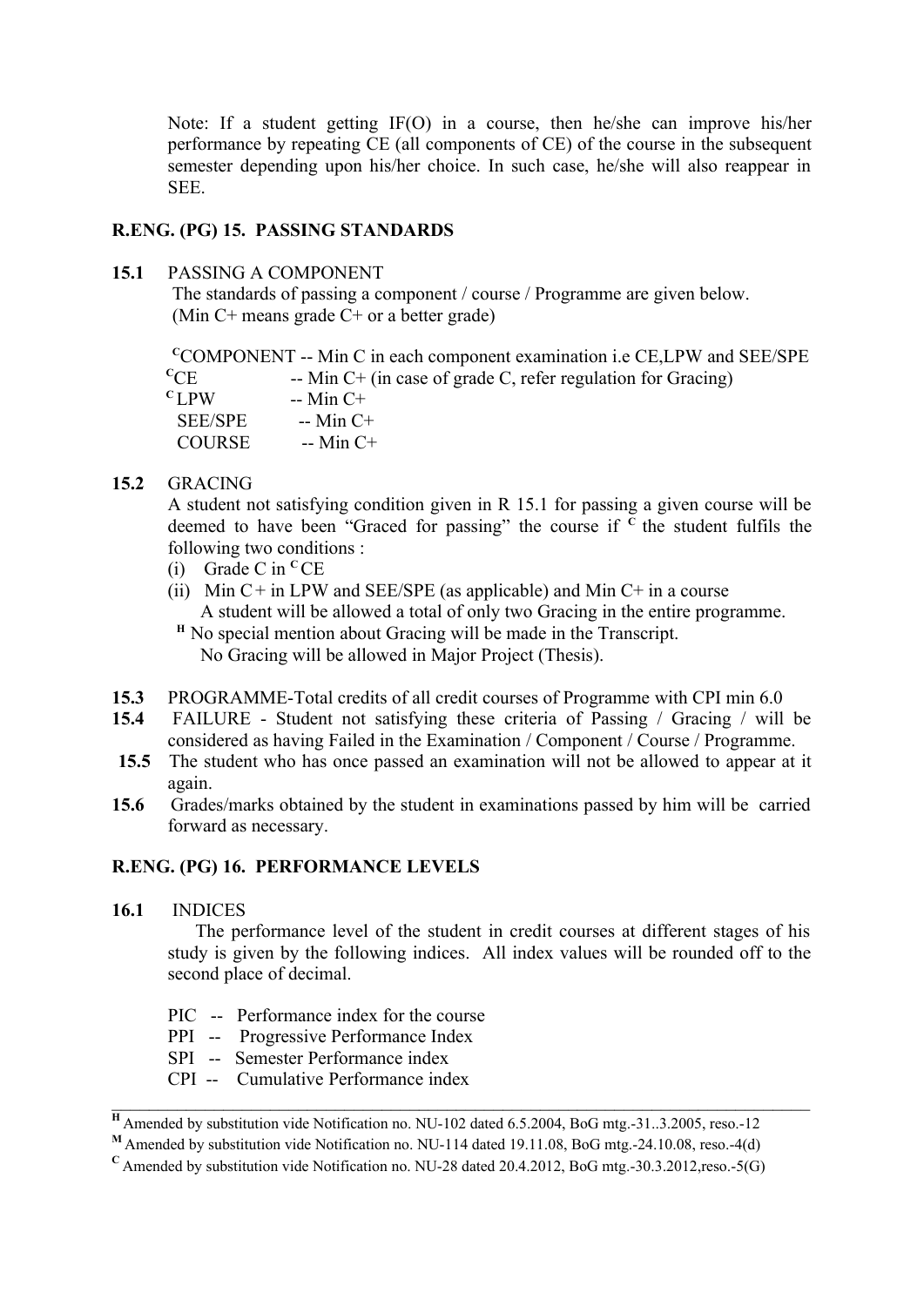Note: If a student getting IF(O) in a course, then he/she can improve his/her performance by repeating CE (all components of CE) of the course in the subsequent semester depending upon his/her choice. In such case, he/she will also reappear in SEE.

## R.ENG. (PG) 15. PASSING STANDARDS

**15.1** PASSING A COMPONENT

The standards of passing a component / course / Programme are given below. (Min C+ means grade C+ or a better grade)

[C]COMPONENT -- Min C in each component examination i.e CE,LPW and SEE/SPE
[C]CE -- Min C+ (in case of grade C, refer regulation for Gracing)
[C]LPW -- Min C+
SEE/SPE -- Min C+
COURSE -- Min C+

**15.2** GRACING

A student not satisfying condition given in R 15.1 for passing a given course will be deemed to have been "Graced for passing" the course if [C] the student fulfils the following two conditions :

(i) Grade C in [C]CE
(ii) Min C+ in LPW and SEE/SPE (as applicable) and Min C+ in a course

A student will be allowed a total of only two Gracing in the entire programme.
[H] No special mention about Gracing will be made in the Transcript.
No Gracing will be allowed in Major Project (Thesis).

**15.3** PROGRAMME-Total credits of all credit courses of Programme with CPI min 6.0

**15.4** FAILURE - Student not satisfying these criteria of Passing / Gracing / will be considered as having Failed in the Examination / Component / Course / Programme.

**15.5** The student who has once passed an examination will not be allowed to appear at it again.

**15.6** Grades/marks obtained by the student in examinations passed by him will be carried forward as necessary.

## R.ENG. (PG) 16. PERFORMANCE LEVELS

**16.1** INDICES

The performance level of the student in credit courses at different stages of his study is given by the following indices. All index values will be rounded off to the second place of decimal.

PIC -- Performance index for the course
PPI -- Progressive Performance Index
SPI -- Semester Performance index
CPI -- Cumulative Performance index

---

[H] Amended by substitution vide Notification no. NU-102 dated 6.5.2004, BoG mtg.-31..3.2005, reso.-12
[M] Amended by substitution vide Notification no. NU-114 dated 19.11.08, BoG mtg.-24.10.08, reso.-4(d)
[C] Amended by substitution vide Notification no. NU-28 dated 20.4.2012, BoG mtg.-30.3.2012,reso.-5(G)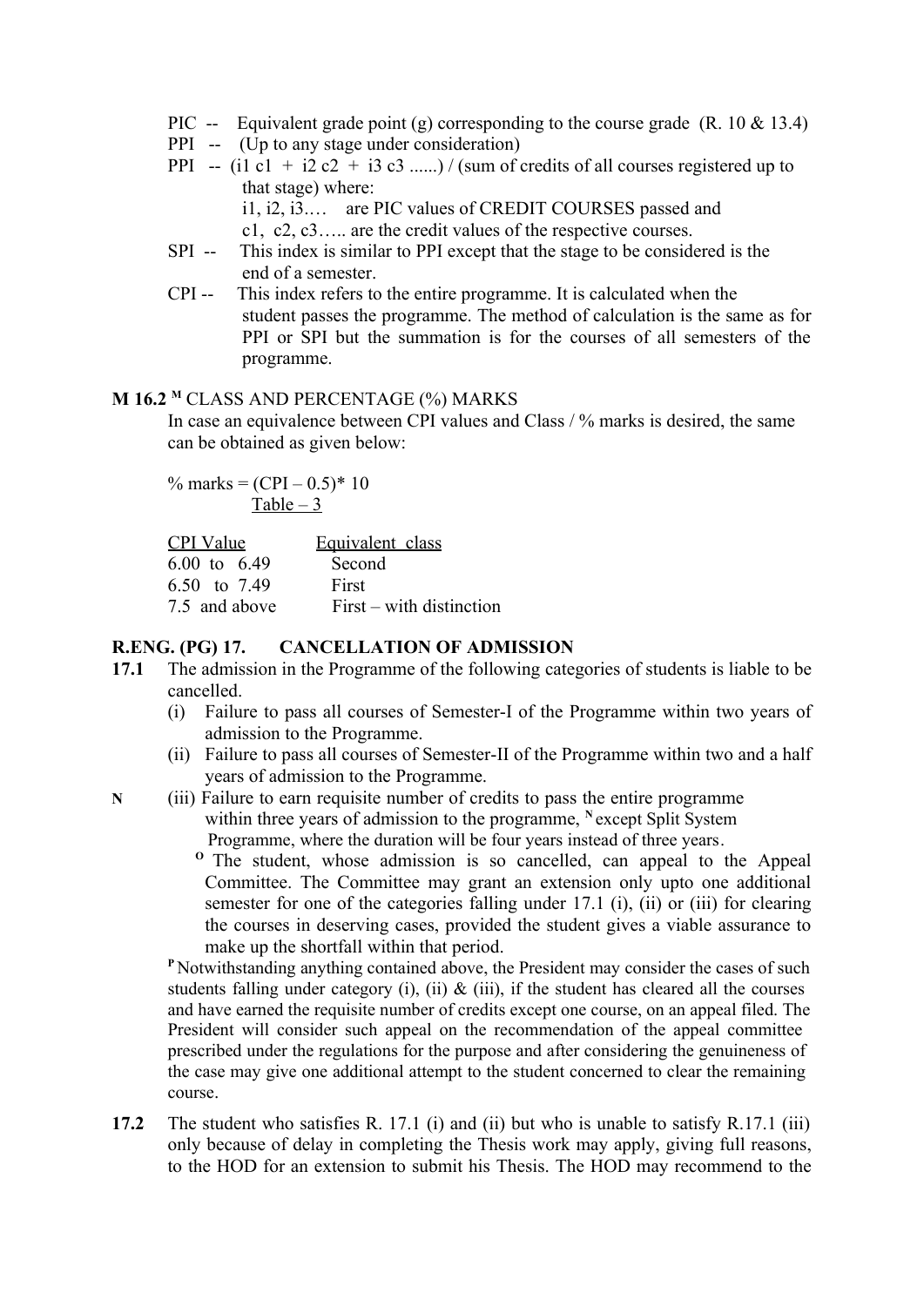PIC -- Equivalent grade point (g) corresponding to the course grade (R. 10 & 13.4)

PPI -- (Up to any stage under consideration)

PPI -- $(i1\ c1 + i2\ c2 + i3\ c3 \ldots\ldots)$ / (sum of credits of all courses registered up to that stage) where:

i1, i2, i3.… are PIC values of CREDIT COURSES passed and

c1, c2, c3….. are the credit values of the respective courses.

SPI -- This index is similar to PPI except that the stage to be considered is the end of a semester.

CPI -- This index refers to the entire programme. It is calculated when the student passes the programme. The method of calculation is the same as for PPI or SPI but the summation is for the courses of all semesters of the programme.

## M 16.2 [M] CLASS AND PERCENTAGE (%) MARKS

In case an equivalence between CPI values and Class / % marks is desired, the same can be obtained as given below:

% marks = $(CPI - 0.5) * 10$

Table – 3

| CPI Value | Equivalent class |
|---|---|
| 6.00 to 6.49 | Second |
| 6.50 to 7.49 | First |
| 7.5 and above | First – with distinction |

## R.ENG. (PG) 17. CANCELLATION OF ADMISSION

**17.1** The admission in the Programme of the following categories of students is liable to be cancelled.

(i) Failure to pass all courses of Semester-I of the Programme within two years of admission to the Programme.

(ii) Failure to pass all courses of Semester-II of the Programme within two and a half years of admission to the Programme.

N (iii) Failure to earn requisite number of credits to pass the entire programme within three years of admission to the programme, [N] except Split System Programme, where the duration will be four years instead of three years.

[O] The student, whose admission is so cancelled, can appeal to the Appeal Committee. The Committee may grant an extension only upto one additional semester for one of the categories falling under 17.1 (i), (ii) or (iii) for clearing the courses in deserving cases, provided the student gives a viable assurance to make up the shortfall within that period.

[P] Notwithstanding anything contained above, the President may consider the cases of such students falling under category (i), (ii) & (iii), if the student has cleared all the courses and have earned the requisite number of credits except one course, on an appeal filed. The President will consider such appeal on the recommendation of the appeal committee prescribed under the regulations for the purpose and after considering the genuineness of the case may give one additional attempt to the student concerned to clear the remaining course.

**17.2** The student who satisfies R. 17.1 (i) and (ii) but who is unable to satisfy R.17.1 (iii) only because of delay in completing the Thesis work may apply, giving full reasons, to the HOD for an extension to submit his Thesis. The HOD may recommend to the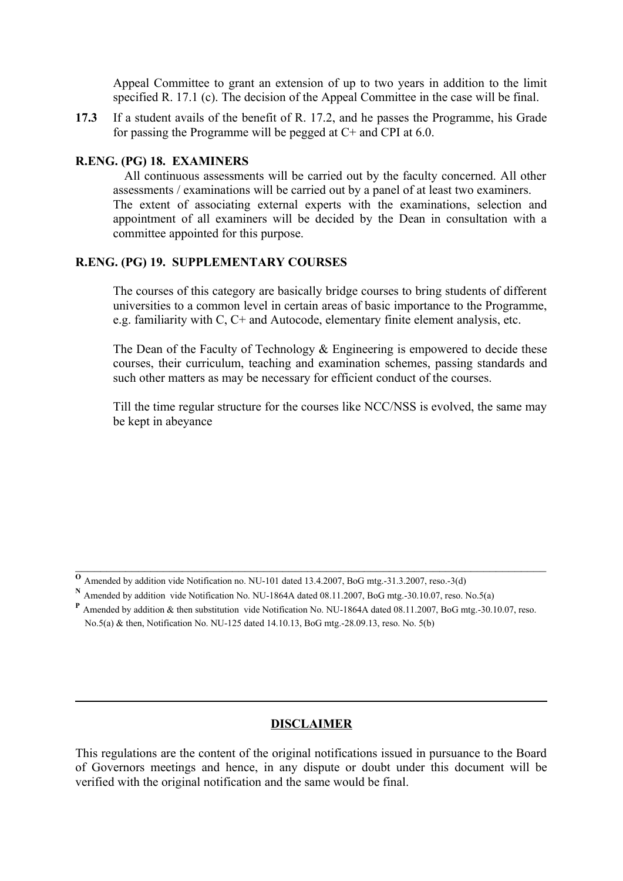Appeal Committee to grant an extension of up to two years in addition to the limit specified R. 17.1 (c). The decision of the Appeal Committee in the case will be final.

**17.3** If a student avails of the benefit of R. 17.2, and he passes the Programme, his Grade for passing the Programme will be pegged at C+ and CPI at 6.0.

**R.ENG. (PG) 18. EXAMINERS**

All continuous assessments will be carried out by the faculty concerned. All other assessments / examinations will be carried out by a panel of at least two examiners. The extent of associating external experts with the examinations, selection and appointment of all examiners will be decided by the Dean in consultation with a committee appointed for this purpose.

**R.ENG. (PG) 19. SUPPLEMENTARY COURSES**

The courses of this category are basically bridge courses to bring students of different universities to a common level in certain areas of basic importance to the Programme, e.g. familiarity with C, C+ and Autocode, elementary finite element analysis, etc.

The Dean of the Faculty of Technology & Engineering is empowered to decide these courses, their curriculum, teaching and examination schemes, passing standards and such other matters as may be necessary for efficient conduct of the courses.

Till the time regular structure for the courses like NCC/NSS is evolved, the same may be kept in abeyance

---

[O] Amended by addition vide Notification no. NU-101 dated 13.4.2007, BoG mtg.-31.3.2007, reso.-3(d)

[N] Amended by addition vide Notification No. NU-1864A dated 08.11.2007, BoG mtg.-30.10.07, reso. No.5(a)

[P] Amended by addition & then substitution vide Notification No. NU-1864A dated 08.11.2007, BoG mtg.-30.10.07, reso. No.5(a) & then, Notification No. NU-125 dated 14.10.13, BoG mtg.-28.09.13, reso. No. 5(b)

---

**DISCLAIMER**

This regulations are the content of the original notifications issued in pursuance to the Board of Governors meetings and hence, in any dispute or doubt under this document will be verified with the original notification and the same would be final.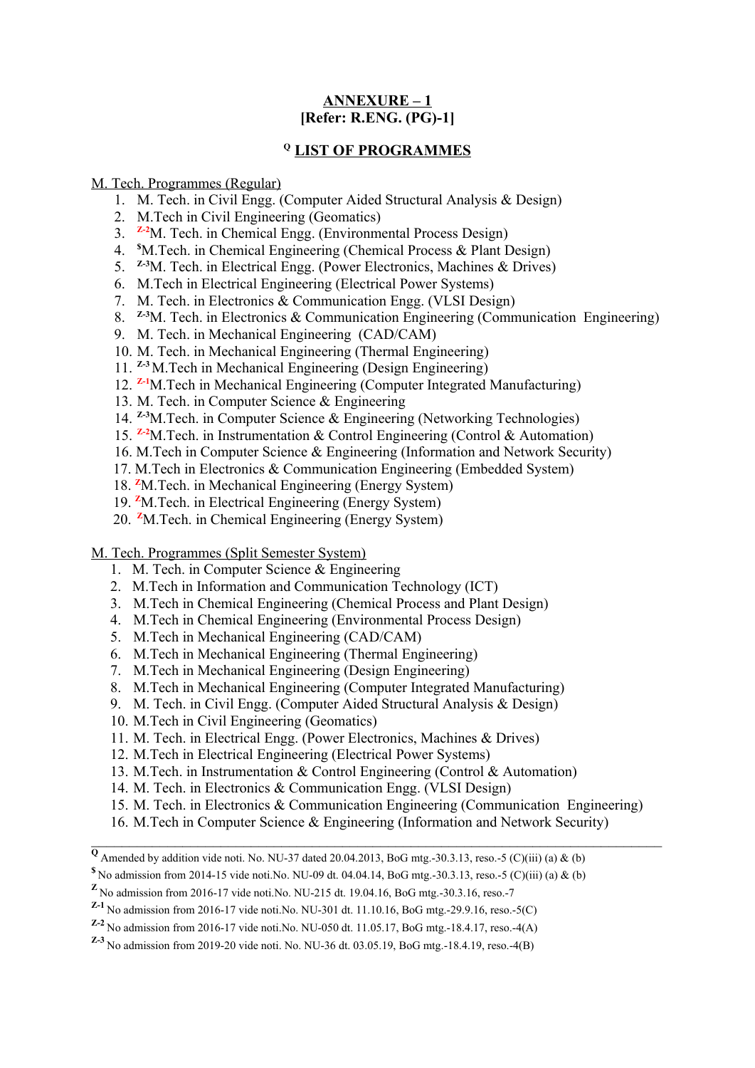# ANNEXURE – 1
## [Refer: R.ENG. (PG)-1]

## [Q] LIST OF PROGRAMMES

M. Tech. Programmes (Regular)

1. M. Tech. in Civil Engg. (Computer Aided Structural Analysis & Design)
2. M.Tech in Civil Engineering (Geomatics)
3. [Z-2]M. Tech. in Chemical Engg. (Environmental Process Design)
4. [$]M.Tech. in Chemical Engineering (Chemical Process & Plant Design)
5. [Z-3]M. Tech. in Electrical Engg. (Power Electronics, Machines & Drives)
6. M.Tech in Electrical Engineering (Electrical Power Systems)
7. M. Tech. in Electronics & Communication Engg. (VLSI Design)
8. [Z-3]M. Tech. in Electronics & Communication Engineering (Communication Engineering)
9. M. Tech. in Mechanical Engineering (CAD/CAM)
10. M. Tech. in Mechanical Engineering (Thermal Engineering)
11. [Z-3] M.Tech in Mechanical Engineering (Design Engineering)
12. [Z-1]M.Tech in Mechanical Engineering (Computer Integrated Manufacturing)
13. M. Tech. in Computer Science & Engineering
14. [Z-3]M.Tech. in Computer Science & Engineering (Networking Technologies)
15. [Z-2]M.Tech. in Instrumentation & Control Engineering (Control & Automation)
16. M.Tech in Computer Science & Engineering (Information and Network Security)
17. M.Tech in Electronics & Communication Engineering (Embedded System)
18. [Z]M.Tech. in Mechanical Engineering (Energy System)
19. [Z]M.Tech. in Electrical Engineering (Energy System)
20. [Z]M.Tech. in Chemical Engineering (Energy System)

M. Tech. Programmes (Split Semester System)

1. M. Tech. in Computer Science & Engineering
2. M.Tech in Information and Communication Technology (ICT)
3. M.Tech in Chemical Engineering (Chemical Process and Plant Design)
4. M.Tech in Chemical Engineering (Environmental Process Design)
5. M.Tech in Mechanical Engineering (CAD/CAM)
6. M.Tech in Mechanical Engineering (Thermal Engineering)
7. M.Tech in Mechanical Engineering (Design Engineering)
8. M.Tech in Mechanical Engineering (Computer Integrated Manufacturing)
9. M. Tech. in Civil Engg. (Computer Aided Structural Analysis & Design)
10. M.Tech in Civil Engineering (Geomatics)
11. M. Tech. in Electrical Engg. (Power Electronics, Machines & Drives)
12. M.Tech in Electrical Engineering (Electrical Power Systems)
13. M.Tech. in Instrumentation & Control Engineering (Control & Automation)
14. M. Tech. in Electronics & Communication Engg. (VLSI Design)
15. M. Tech. in Electronics & Communication Engineering (Communication Engineering)
16. M.Tech in Computer Science & Engineering (Information and Network Security)

---

[Q] Amended by addition vide noti. No. NU-37 dated 20.04.2013, BoG mtg.-30.3.13, reso.-5 (C)(iii) (a) & (b)

[$] No admission from 2014-15 vide noti.No. NU-09 dt. 04.04.14, BoG mtg.-30.3.13, reso.-5 (C)(iii) (a) & (b)

[Z] No admission from 2016-17 vide noti.No. NU-215 dt. 19.04.16, BoG mtg.-30.3.16, reso.-7

[Z-1] No admission from 2016-17 vide noti.No. NU-301 dt. 11.10.16, BoG mtg.-29.9.16, reso.-5(C)

[Z-2] No admission from 2016-17 vide noti.No. NU-050 dt. 11.05.17, BoG mtg.-18.4.17, reso.-4(A)

[Z-3] No admission from 2019-20 vide noti. No. NU-36 dt. 03.05.19, BoG mtg.-18.4.19, reso.-4(B)